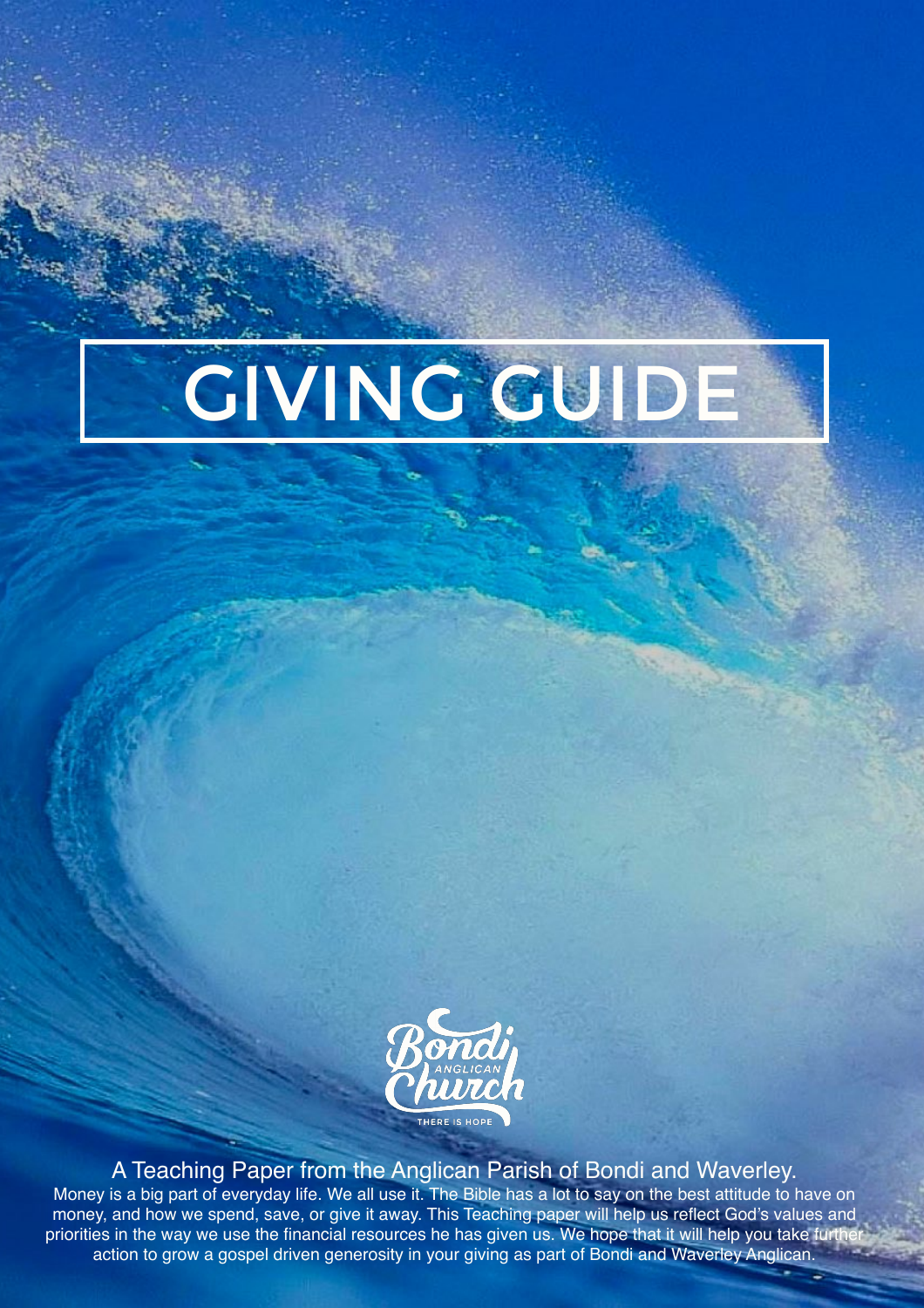# GIVING GUIDE

Bondi Anglican Church

THERE IS HOPE

A Teaching Paper from the Anglican Parish of Bondi and Waverley.

Money is a big part of everyday life. We all use it. The Bible has a lot to say on the best attitude to have on money, and how we spend, save, or give it away. This Teaching paper will help us reflect God's values and priorities in the way we use the financial resources he has given us. We hope that it will help you take further action to grow a gospel driven generosity in your giving as part of Bondi and Waverley Anglican.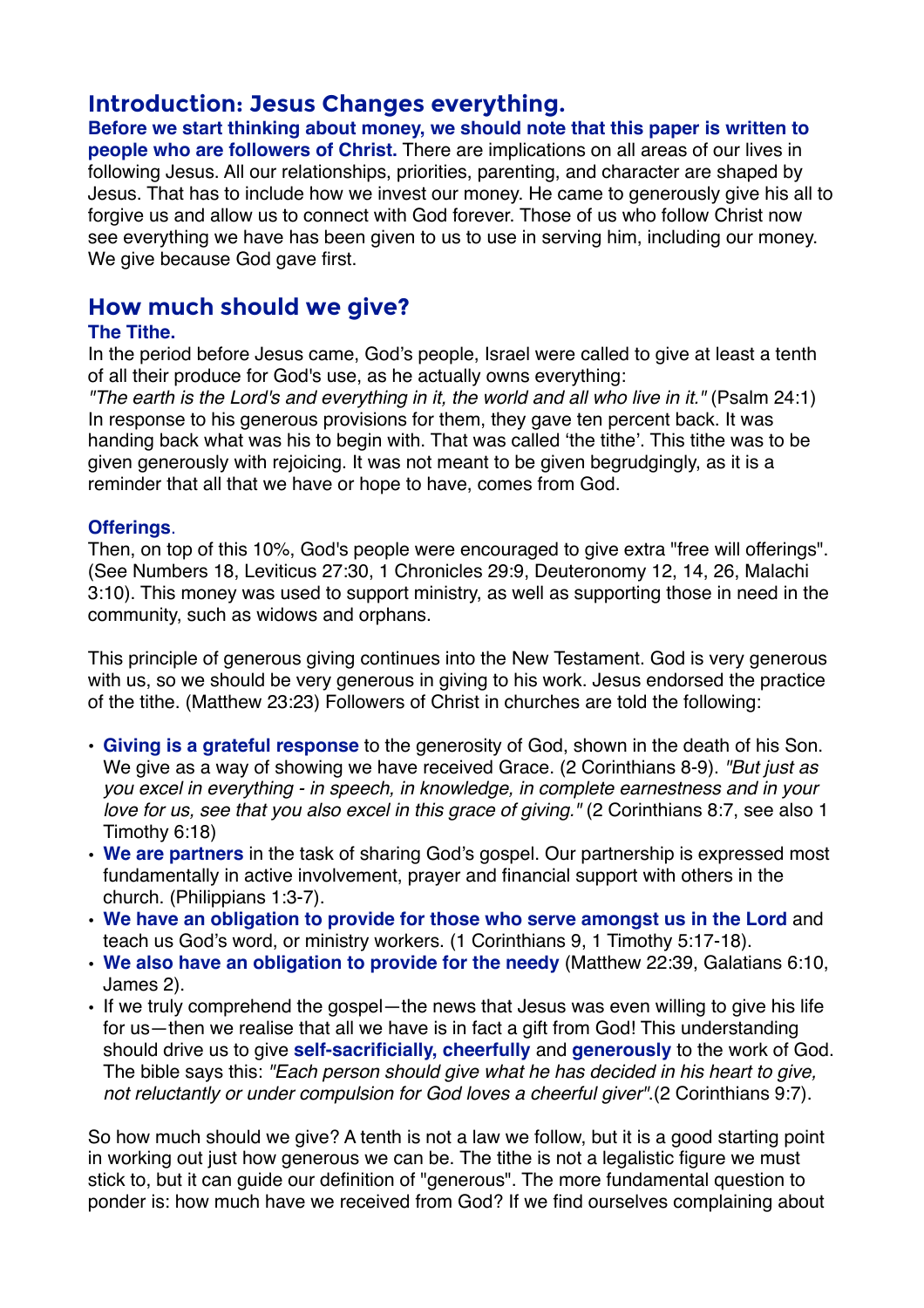## Introduction: Jesus Changes everything.

**Before we start thinking about money, we should note that this paper is written to people who are followers of Christ.** There are implications on all areas of our lives in following Jesus. All our relationships, priorities, parenting, and character are shaped by Jesus. That has to include how we invest our money. He came to generously give his all to forgive us and allow us to connect with God forever. Those of us who follow Christ now see everything we have has been given to us to use in serving him, including our money. We give because God gave first.

## How much should we give?

### The Tithe.

In the period before Jesus came, God's people, Israel were called to give at least a tenth of all their produce for God's use, as he actually owns everything:

*"The earth is the Lord's and everything in it, the world and all who live in it."* (Psalm 24:1)

In response to his generous provisions for them, they gave ten percent back. It was handing back what was his to begin with. That was called 'the tithe'. This tithe was to be given generously with rejoicing. It was not meant to be given begrudgingly, as it is a reminder that all that we have or hope to have, comes from God.

### Offerings.

Then, on top of this 10%, God's people were encouraged to give extra "free will offerings". (See Numbers 18, Leviticus 27:30, 1 Chronicles 29:9, Deuteronomy 12, 14, 26, Malachi 3:10). This money was used to support ministry, as well as supporting those in need in the community, such as widows and orphans.

This principle of generous giving continues into the New Testament. God is very generous with us, so we should be very generous in giving to his work. Jesus endorsed the practice of the tithe. (Matthew 23:23) Followers of Christ in churches are told the following:

- **Giving is a grateful response** to the generosity of God, shown in the death of his Son. We give as a way of showing we have received Grace. (2 Corinthians 8-9). *"But just as you excel in everything - in speech, in knowledge, in complete earnestness and in your love for us, see that you also excel in this grace of giving."* (2 Corinthians 8:7, see also 1 Timothy 6:18)
- **We are partners** in the task of sharing God's gospel. Our partnership is expressed most fundamentally in active involvement, prayer and financial support with others in the church. (Philippians 1:3-7).
- **We have an obligation to provide for those who serve amongst us in the Lord** and teach us God's word, or ministry workers. (1 Corinthians 9, 1 Timothy 5:17-18).
- **We also have an obligation to provide for the needy** (Matthew 22:39, Galatians 6:10, James 2).
- If we truly comprehend the gospel—the news that Jesus was even willing to give his life for us—then we realise that all we have is in fact a gift from God! This understanding should drive us to give **self-sacrificially, cheerfully** and **generously** to the work of God. The bible says this: *"Each person should give what he has decided in his heart to give, not reluctantly or under compulsion for God loves a cheerful giver"*.(2 Corinthians 9:7).

So how much should we give? A tenth is not a law we follow, but it is a good starting point in working out just how generous we can be. The tithe is not a legalistic figure we must stick to, but it can guide our definition of "generous". The more fundamental question to ponder is: how much have we received from God? If we find ourselves complaining about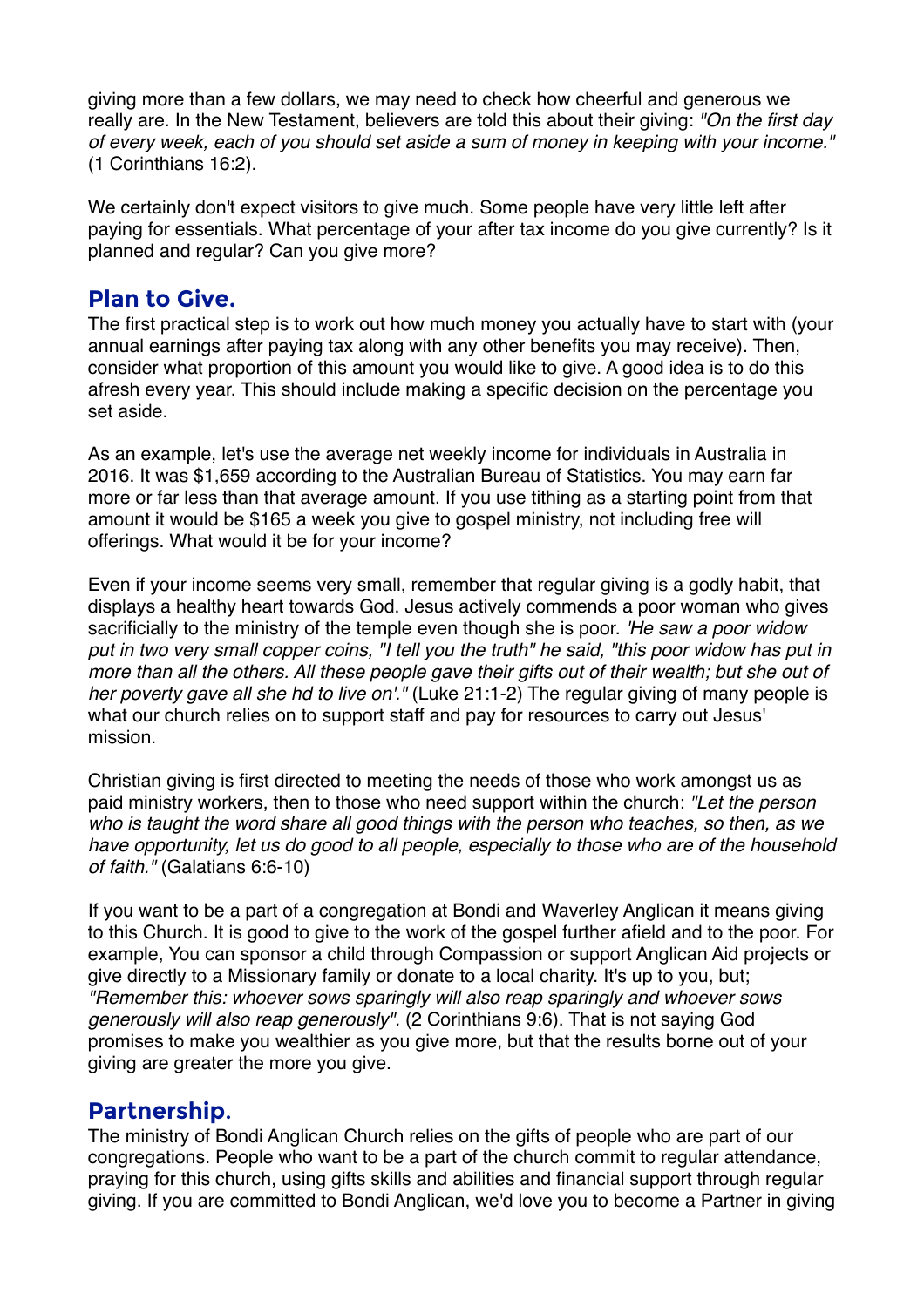giving more than a few dollars, we may need to check how cheerful and generous we really are. In the New Testament, believers are told this about their giving: *"On the first day of every week, each of you should set aside a sum of money in keeping with your income."* (1 Corinthians 16:2).

We certainly don't expect visitors to give much. Some people have very little left after paying for essentials. What percentage of your after tax income do you give currently? Is it planned and regular? Can you give more?

## Plan to Give.

The first practical step is to work out how much money you actually have to start with (your annual earnings after paying tax along with any other benefits you may receive). Then, consider what proportion of this amount you would like to give. A good idea is to do this afresh every year. This should include making a specific decision on the percentage you set aside.

As an example, let's use the average net weekly income for individuals in Australia in 2016. It was $1,659 according to the Australian Bureau of Statistics. You may earn far more or far less than that average amount. If you use tithing as a starting point from that amount it would be $165 a week you give to gospel ministry, not including free will offerings. What would it be for your income?

Even if your income seems very small, remember that regular giving is a godly habit, that displays a healthy heart towards God. Jesus actively commends a poor woman who gives sacrificially to the ministry of the temple even though she is poor. *'He saw a poor widow put in two very small copper coins, "I tell you the truth" he said, "this poor widow has put in more than all the others. All these people gave their gifts out of their wealth; but she out of her poverty gave all she hd to live on'."* (Luke 21:1-2) The regular giving of many people is what our church relies on to support staff and pay for resources to carry out Jesus' mission.

Christian giving is first directed to meeting the needs of those who work amongst us as paid ministry workers, then to those who need support within the church: *"Let the person who is taught the word share all good things with the person who teaches, so then, as we have opportunity, let us do good to all people, especially to those who are of the household of faith."* (Galatians 6:6-10)

If you want to be a part of a congregation at Bondi and Waverley Anglican it means giving to this Church. It is good to give to the work of the gospel further afield and to the poor. For example, You can sponsor a child through Compassion or support Anglican Aid projects or give directly to a Missionary family or donate to a local charity. It's up to you, but; *"Remember this: whoever sows sparingly will also reap sparingly and whoever sows generously will also reap generously".* (2 Corinthians 9:6). That is not saying God promises to make you wealthier as you give more, but that the results borne out of your giving are greater the more you give.

## Partnership.

The ministry of Bondi Anglican Church relies on the gifts of people who are part of our congregations. People who want to be a part of the church commit to regular attendance, praying for this church, using gifts skills and abilities and financial support through regular giving. If you are committed to Bondi Anglican, we'd love you to become a Partner in giving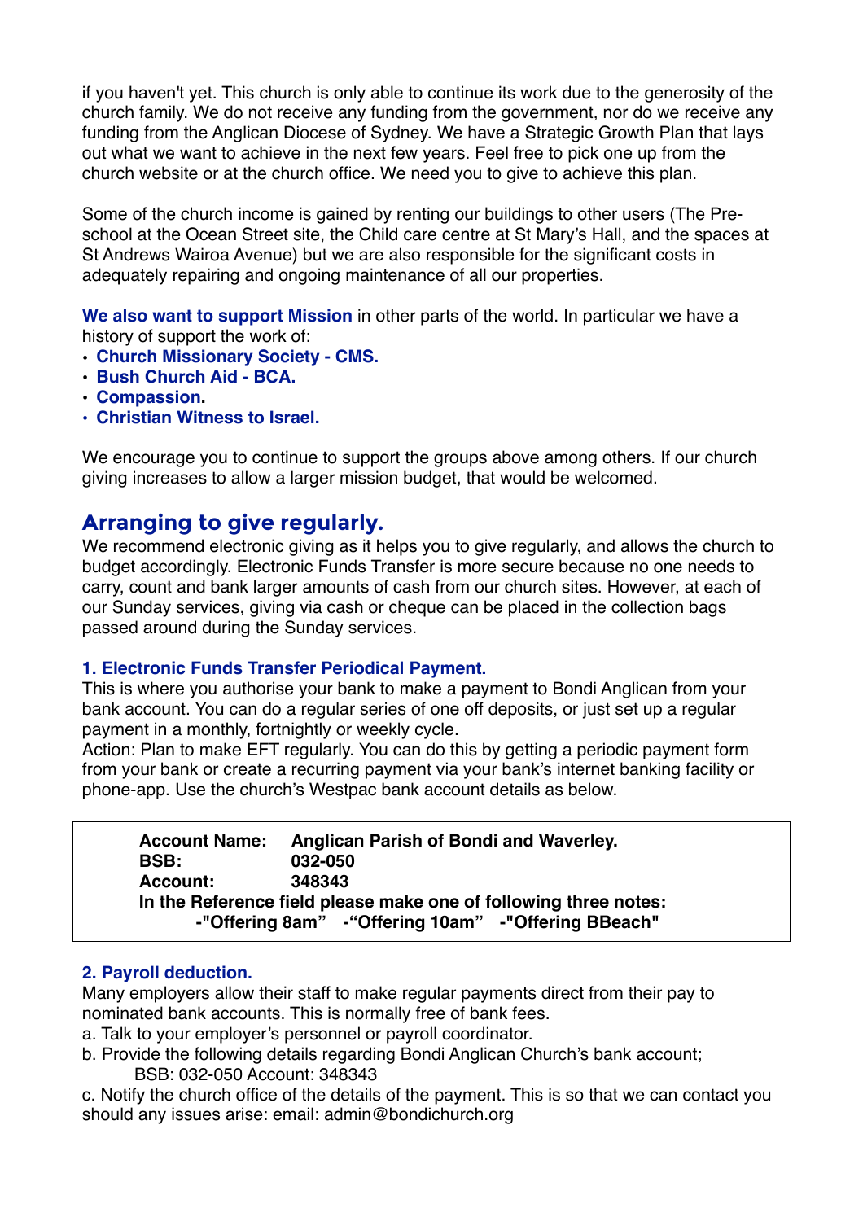if you haven't yet. This church is only able to continue its work due to the generosity of the church family. We do not receive any funding from the government, nor do we receive any funding from the Anglican Diocese of Sydney. We have a Strategic Growth Plan that lays out what we want to achieve in the next few years. Feel free to pick one up from the church website or at the church office. We need you to give to achieve this plan.

Some of the church income is gained by renting our buildings to other users (The Pre-school at the Ocean Street site, the Child care centre at St Mary's Hall, and the spaces at St Andrews Wairoa Avenue) but we are also responsible for the significant costs in adequately repairing and ongoing maintenance of all our properties.

**We also want to support Mission** in other parts of the world. In particular we have a history of support the work of:

- **Church Missionary Society - CMS.**
- **Bush Church Aid - BCA.**
- **Compassion.**
- **Christian Witness to Israel.**

We encourage you to continue to support the groups above among others. If our church giving increases to allow a larger mission budget, that would be welcomed.

## Arranging to give regularly.

We recommend electronic giving as it helps you to give regularly, and allows the church to budget accordingly. Electronic Funds Transfer is more secure because no one needs to carry, count and bank larger amounts of cash from our church sites. However, at each of our Sunday services, giving via cash or cheque can be placed in the collection bags passed around during the Sunday services.

### 1. Electronic Funds Transfer Periodical Payment.

This is where you authorise your bank to make a payment to Bondi Anglican from your bank account. You can do a regular series of one off deposits, or just set up a regular payment in a monthly, fortnightly or weekly cycle.
Action: Plan to make EFT regularly. You can do this by getting a periodic payment form from your bank or create a recurring payment via your bank's internet banking facility or phone-app. Use the church's Westpac bank account details as below.

**Account Name:** **Anglican Parish of Bondi and Waverley.**
**BSB:** **032-050**
**Account:** **348343**
**In the Reference field please make one of following three notes:**
**-"Offering 8am" -"Offering 10am" -"Offering BBeach"**

### 2. Payroll deduction.

Many employers allow their staff to make regular payments direct from their pay to nominated bank accounts. This is normally free of bank fees.

a. Talk to your employer's personnel or payroll coordinator.
b. Provide the following details regarding Bondi Anglican Church's bank account;
BSB: 032-050 Account: 348343
c. Notify the church office of the details of the payment. This is so that we can contact you should any issues arise: email: admin@bondichurch.org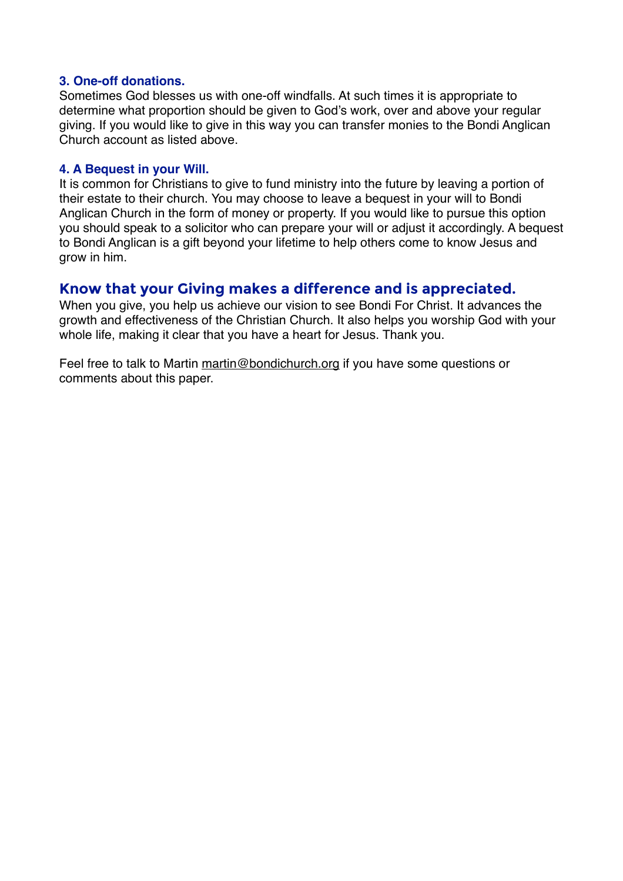### 3. One-off donations.

Sometimes God blesses us with one-off windfalls. At such times it is appropriate to determine what proportion should be given to God's work, over and above your regular giving. If you would like to give in this way you can transfer monies to the Bondi Anglican Church account as listed above.

### 4. A Bequest in your Will.

It is common for Christians to give to fund ministry into the future by leaving a portion of their estate to their church. You may choose to leave a bequest in your will to Bondi Anglican Church in the form of money or property. If you would like to pursue this option you should speak to a solicitor who can prepare your will or adjust it accordingly. A bequest to Bondi Anglican is a gift beyond your lifetime to help others come to know Jesus and grow in him.

## Know that your Giving makes a difference and is appreciated.

When you give, you help us achieve our vision to see Bondi For Christ. It advances the growth and effectiveness of the Christian Church. It also helps you worship God with your whole life, making it clear that you have a heart for Jesus. Thank you.

Feel free to talk to Martin martin@bondichurch.org if you have some questions or comments about this paper.